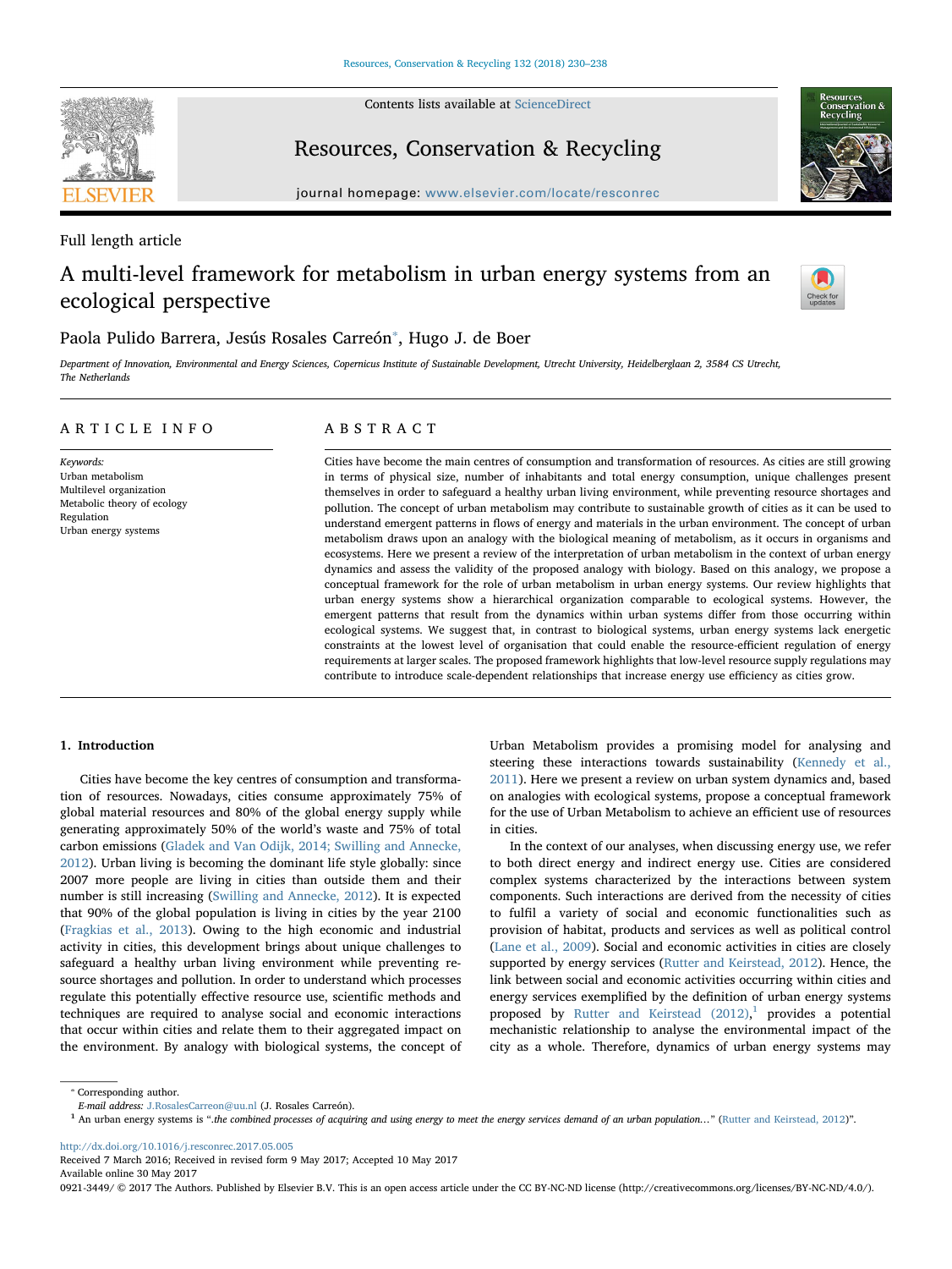Full length article

# A multi-level framework for metabolism in urban energy systems from an ecological perspective

Paola Pulido Barrera, Jesús Rosales Carreón*, Hugo J. de Boer

*Department of Innovation, Environmental and Energy Sciences, Copernicus Institute of Sustainable Development, Utrecht University, Heidelberglaan 2, 3584 CS Utrecht, The Netherlands*

## ARTICLE INFO

*Keywords:*
Urban metabolism
Multilevel organization
Metabolic theory of ecology
Regulation
Urban energy systems

## ABSTRACT

Cities have become the main centres of consumption and transformation of resources. As cities are still growing in terms of physical size, number of inhabitants and total energy consumption, unique challenges present themselves in order to safeguard a healthy urban living environment, while preventing resource shortages and pollution. The concept of urban metabolism may contribute to sustainable growth of cities as it can be used to understand emergent patterns in flows of energy and materials in the urban environment. The concept of urban metabolism draws upon an analogy with the biological meaning of metabolism, as it occurs in organisms and ecosystems. Here we present a review of the interpretation of urban metabolism in the context of urban energy dynamics and assess the validity of the proposed analogy with biology. Based on this analogy, we propose a conceptual framework for the role of urban metabolism in urban energy systems. Our review highlights that urban energy systems show a hierarchical organization comparable to ecological systems. However, the emergent patterns that result from the dynamics within urban systems differ from those occurring within ecological systems. We suggest that, in contrast to biological systems, urban energy systems lack energetic constraints at the lowest level of organisation that could enable the resource-efficient regulation of energy requirements at larger scales. The proposed framework highlights that low-level resource supply regulations may contribute to introduce scale-dependent relationships that increase energy use efficiency as cities grow.

## 1. Introduction

Cities have become the key centres of consumption and transformation of resources. Nowadays, cities consume approximately 75% of global material resources and 80% of the global energy supply while generating approximately 50% of the world's waste and 75% of total carbon emissions (Gladek and Van Odijk, 2014; Swilling and Annecke, 2012). Urban living is becoming the dominant life style globally: since 2007 more people are living in cities than outside them and their number is still increasing (Swilling and Annecke, 2012). It is expected that 90% of the global population is living in cities by the year 2100 (Fragkias et al., 2013). Owing to the high economic and industrial activity in cities, this development brings about unique challenges to safeguard a healthy urban living environment while preventing resource shortages and pollution. In order to understand which processes regulate this potentially effective resource use, scientific methods and techniques are required to analyse social and economic interactions that occur within cities and relate them to their aggregated impact on the environment. By analogy with biological systems, the concept of Urban Metabolism provides a promising model for analysing and steering these interactions towards sustainability (Kennedy et al., 2011). Here we present a review on urban system dynamics and, based on analogies with ecological systems, propose a conceptual framework for the use of Urban Metabolism to achieve an efficient use of resources in cities.

In the context of our analyses, when discussing energy use, we refer to both direct energy and indirect energy use. Cities are considered complex systems characterized by the interactions between system components. Such interactions are derived from the necessity of cities to fulfil a variety of social and economic functionalities such as provision of habitat, products and services as well as political control (Lane et al., 2009). Social and economic activities in cities are closely supported by energy services (Rutter and Keirstead, 2012). Hence, the link between social and economic activities occurring within cities and energy services exemplified by the definition of urban energy systems proposed by Rutter and Keirstead (2012),[1] provides a potential mechanistic relationship to analyse the environmental impact of the city as a whole. Therefore, dynamics of urban energy systems may

* Corresponding author.
*E-mail address:* J.RosalesCarreon@uu.nl (J. Rosales Carreón).

[1] An urban energy systems is "*.the combined processes of acquiring and using energy to meet the energy services demand of an urban population…*" (Rutter and Keirstead, 2012)".

http://dx.doi.org/10.1016/j.resconrec.2017.05.005
Received 7 March 2016; Received in revised form 9 May 2017; Accepted 10 May 2017
Available online 30 May 2017
0921-3449/ © 2017 The Authors. Published by Elsevier B.V. This is an open access article under the CC BY-NC-ND license (http://creativecommons.org/licenses/BY-NC-ND/4.0/).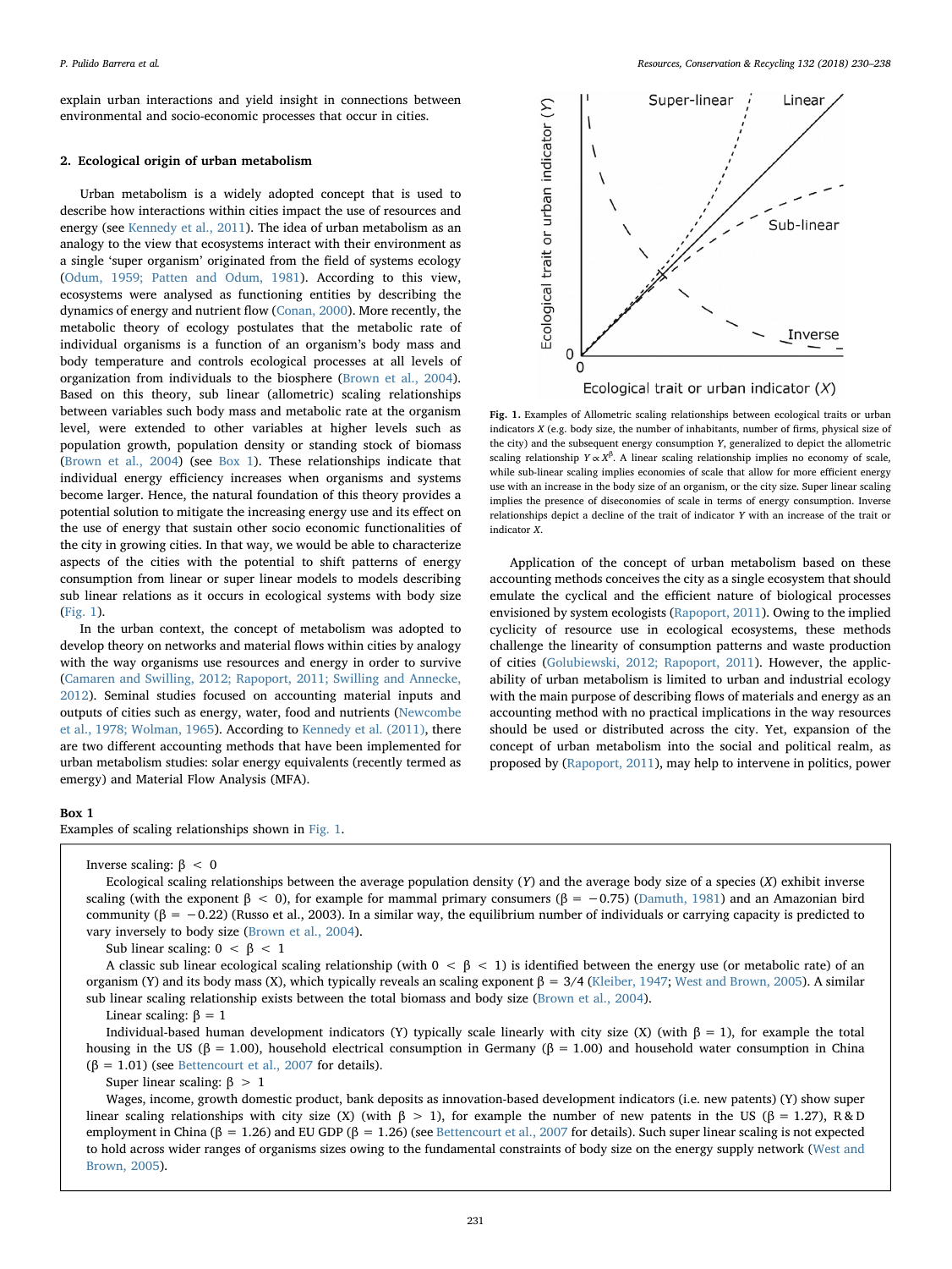explain urban interactions and yield insight in connections between environmental and socio-economic processes that occur in cities.

## 2. Ecological origin of urban metabolism

Urban metabolism is a widely adopted concept that is used to describe how interactions within cities impact the use of resources and energy (see Kennedy et al., 2011). The idea of urban metabolism as an analogy to the view that ecosystems interact with their environment as a single 'super organism' originated from the field of systems ecology (Odum, 1959; Patten and Odum, 1981). According to this view, ecosystems were analysed as functioning entities by describing the dynamics of energy and nutrient flow (Conan, 2000). More recently, the metabolic theory of ecology postulates that the metabolic rate of individual organisms is a function of an organism's body mass and body temperature and controls ecological processes at all levels of organization from individuals to the biosphere (Brown et al., 2004). Based on this theory, sub linear (allometric) scaling relationships between variables such body mass and metabolic rate at the organism level, were extended to other variables at higher levels such as population growth, population density or standing stock of biomass (Brown et al., 2004) (see Box 1). These relationships indicate that individual energy efficiency increases when organisms and systems become larger. Hence, the natural foundation of this theory provides a potential solution to mitigate the increasing energy use and its effect on the use of energy that sustain other socio economic functionalities of the city in growing cities. In that way, we would be able to characterize aspects of the cities with the potential to shift patterns of energy consumption from linear or super linear models to models describing sub linear relations as it occurs in ecological systems with body size (Fig. 1).

In the urban context, the concept of metabolism was adopted to develop theory on networks and material flows within cities by analogy with the way organisms use resources and energy in order to survive (Camaren and Swilling, 2012; Rapoport, 2011; Swilling and Annecke, 2012). Seminal studies focused on accounting material inputs and outputs of cities such as energy, water, food and nutrients (Newcombe et al., 1978; Wolman, 1965). According to Kennedy et al. (2011), there are two different accounting methods that have been implemented for urban metabolism studies: solar energy equivalents (recently termed as emergy) and Material Flow Analysis (MFA).

**Fig. 1.** Examples of Allometric scaling relationships between ecological traits or urban indicators $X$ (e.g. body size, the number of inhabitants, number of firms, physical size of the city) and the subsequent energy consumption $Y$, generalized to depict the allometric scaling relationship $Y \propto X^{\beta}$. A linear scaling relationship implies no economy of scale, while sub-linear scaling implies economies of scale that allow for more efficient energy use with an increase in the body size of an organism, or the city size. Super linear scaling implies the presence of diseconomies of scale in terms of energy consumption. Inverse relationships depict a decline of the trait of indicator $Y$ with an increase of the trait or indicator $X$.

Application of the concept of urban metabolism based on these accounting methods conceives the city as a single ecosystem that should emulate the cyclical and the efficient nature of biological processes envisioned by system ecologists (Rapoport, 2011). Owing to the implied cyclicity of resource use in ecological ecosystems, these methods challenge the linearity of consumption patterns and waste production of cities (Golubiewski, 2012; Rapoport, 2011). However, the applicability of urban metabolism is limited to urban and industrial ecology with the main purpose of describing flows of materials and energy as an accounting method with no practical implications in the way resources should be used or distributed across the city. Yet, expansion of the concept of urban metabolism into the social and political realm, as proposed by (Rapoport, 2011), may help to intervene in politics, power

**Box 1**
Examples of scaling relationships shown in Fig. 1.

Inverse scaling: $\beta < 0$

Ecological scaling relationships between the average population density ($Y$) and the average body size of a species ($X$) exhibit inverse scaling (with the exponent $\beta < 0$), for example for mammal primary consumers ($\beta = -0.75$) (Damuth, 1981) and an Amazonian bird community ($\beta = -0.22$) (Russo et al., 2003). In a similar way, the equilibrium number of individuals or carrying capacity is predicted to vary inversely to body size (Brown et al., 2004).

Sub linear scaling: $0 < \beta < 1$

A classic sub linear ecological scaling relationship (with $0 < \beta < 1$) is identified between the energy use (or metabolic rate) of an organism (Y) and its body mass (X), which typically reveals an scaling exponent $\beta = 3/4$ (Kleiber, 1947; West and Brown, 2005). A similar sub linear scaling relationship exists between the total biomass and body size (Brown et al., 2004).

Linear scaling: $\beta = 1$

Individual-based human development indicators (Y) typically scale linearly with city size (X) (with $\beta = 1$), for example the total housing in the US ($\beta = 1.00$), household electrical consumption in Germany ($\beta = 1.00$) and household water consumption in China ($\beta = 1.01$) (see Bettencourt et al., 2007 for details).

Super linear scaling: $\beta > 1$

Wages, income, growth domestic product, bank deposits as innovation-based development indicators (i.e. new patents) (Y) show super linear scaling relationships with city size (X) (with $\beta > 1$), for example the number of new patents in the US ($\beta = 1.27$), R & D employment in China ($\beta = 1.26$) and EU GDP ($\beta = 1.26$) (see Bettencourt et al., 2007 for details). Such super linear scaling is not expected to hold across wider ranges of organisms sizes owing to the fundamental constraints of body size on the energy supply network (West and Brown, 2005).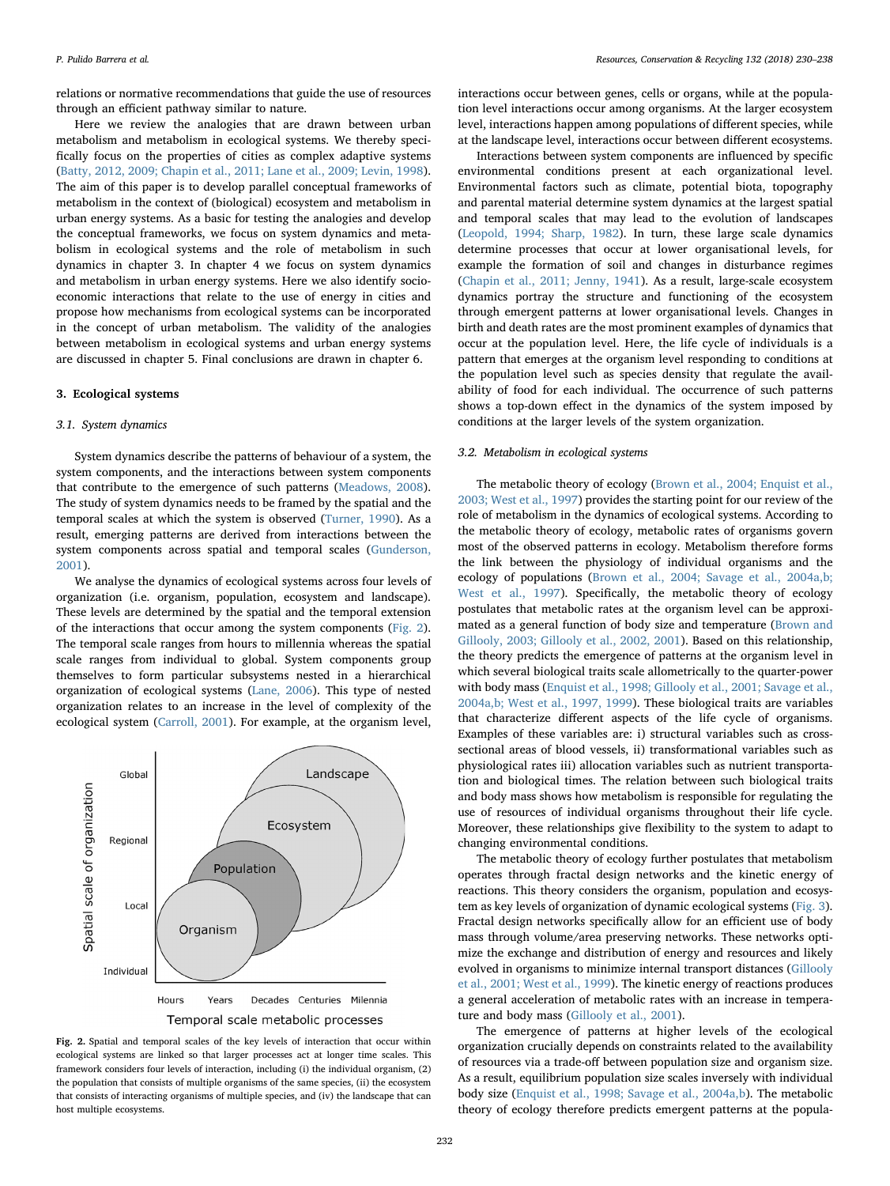relations or normative recommendations that guide the use of resources through an efficient pathway similar to nature.

Here we review the analogies that are drawn between urban metabolism and metabolism in ecological systems. We thereby specifically focus on the properties of cities as complex adaptive systems (Batty, 2012, 2009; Chapin et al., 2011; Lane et al., 2009; Levin, 1998). The aim of this paper is to develop parallel conceptual frameworks of metabolism in the context of (biological) ecosystem and metabolism in urban energy systems. As a basic for testing the analogies and develop the conceptual frameworks, we focus on system dynamics and metabolism in ecological systems and the role of metabolism in such dynamics in chapter 3. In chapter 4 we focus on system dynamics and metabolism in urban energy systems. Here we also identify socio-economic interactions that relate to the use of energy in cities and propose how mechanisms from ecological systems can be incorporated in the concept of urban metabolism. The validity of the analogies between metabolism in ecological systems and urban energy systems are discussed in chapter 5. Final conclusions are drawn in chapter 6.

## 3. Ecological systems

### 3.1. System dynamics

System dynamics describe the patterns of behaviour of a system, the system components, and the interactions between system components that contribute to the emergence of such patterns (Meadows, 2008). The study of system dynamics needs to be framed by the spatial and the temporal scales at which the system is observed (Turner, 1990). As a result, emerging patterns are derived from interactions between the system components across spatial and temporal scales (Gunderson, 2001).

We analyse the dynamics of ecological systems across four levels of organization (i.e. organism, population, ecosystem and landscape). These levels are determined by the spatial and the temporal extension of the interactions that occur among the system components (Fig. 2). The temporal scale ranges from hours to millennia whereas the spatial scale ranges from individual to global. System components group themselves to form particular subsystems nested in a hierarchical organization of ecological systems (Lane, 2006). This type of nested organization relates to an increase in the level of complexity of the ecological system (Carroll, 2001). For example, at the organism level, interactions occur between genes, cells or organs, while at the population level interactions occur among organisms. At the larger ecosystem level, interactions happen among populations of different species, while at the landscape level, interactions occur between different ecosystems.

**Fig. 2.** Spatial and temporal scales of the key levels of interaction that occur within ecological systems are linked so that larger processes act at longer time scales. This framework considers four levels of interaction, including (i) the individual organism, (2) the population that consists of multiple organisms of the same species, (ii) the ecosystem that consists of interacting organisms of multiple species, and (iv) the landscape that can host multiple ecosystems.

Interactions between system components are influenced by specific environmental conditions present at each organizational level. Environmental factors such as climate, potential biota, topography and parental material determine system dynamics at the largest spatial and temporal scales that may lead to the evolution of landscapes (Leopold, 1994; Sharp, 1982). In turn, these large scale dynamics determine processes that occur at lower organisational levels, for example the formation of soil and changes in disturbance regimes (Chapin et al., 2011; Jenny, 1941). As a result, large-scale ecosystem dynamics portray the structure and functioning of the ecosystem through emergent patterns at lower organisational levels. Changes in birth and death rates are the most prominent examples of dynamics that occur at the population level. Here, the life cycle of individuals is a pattern that emerges at the organism level responding to conditions at the population level such as species density that regulate the availability of food for each individual. The occurrence of such patterns shows a top-down effect in the dynamics of the system imposed by conditions at the larger levels of the system organization.

### 3.2. Metabolism in ecological systems

The metabolic theory of ecology (Brown et al., 2004; Enquist et al., 2003; West et al., 1997) provides the starting point for our review of the role of metabolism in the dynamics of ecological systems. According to the metabolic theory of ecology, metabolic rates of organisms govern most of the observed patterns in ecology. Metabolism therefore forms the link between the physiology of individual organisms and the ecology of populations (Brown et al., 2004; Savage et al., 2004a,b; West et al., 1997). Specifically, the metabolic theory of ecology postulates that metabolic rates at the organism level can be approximated as a general function of body size and temperature (Brown and Gillooly, 2003; Gillooly et al., 2002, 2001). Based on this relationship, the theory predicts the emergence of patterns at the organism level in which several biological traits scale allometrically to the quarter-power with body mass (Enquist et al., 1998; Gillooly et al., 2001; Savage et al., 2004a,b; West et al., 1997, 1999). These biological traits are variables that characterize different aspects of the life cycle of organisms. Examples of these variables are: i) structural variables such as cross-sectional areas of blood vessels, ii) transformational variables such as physiological rates iii) allocation variables such as nutrient transportation and biological times. The relation between such biological traits and body mass shows how metabolism is responsible for regulating the use of resources of individual organisms throughout their life cycle. Moreover, these relationships give flexibility to the system to adapt to changing environmental conditions.

The metabolic theory of ecology further postulates that metabolism operates through fractal design networks and the kinetic energy of reactions. This theory considers the organism, population and ecosystem as key levels of organization of dynamic ecological systems (Fig. 3). Fractal design networks specifically allow for an efficient use of body mass through volume/area preserving networks. These networks optimize the exchange and distribution of energy and resources and likely evolved in organisms to minimize internal transport distances (Gillooly et al., 2001; West et al., 1999). The kinetic energy of reactions produces a general acceleration of metabolic rates with an increase in temperature and body mass (Gillooly et al., 2001).

The emergence of patterns at higher levels of the ecological organization crucially depends on constraints related to the availability of resources via a trade-off between population size and organism size. As a result, equilibrium population size scales inversely with individual body size (Enquist et al., 1998; Savage et al., 2004a,b). The metabolic theory of ecology therefore predicts emergent patterns at the popula-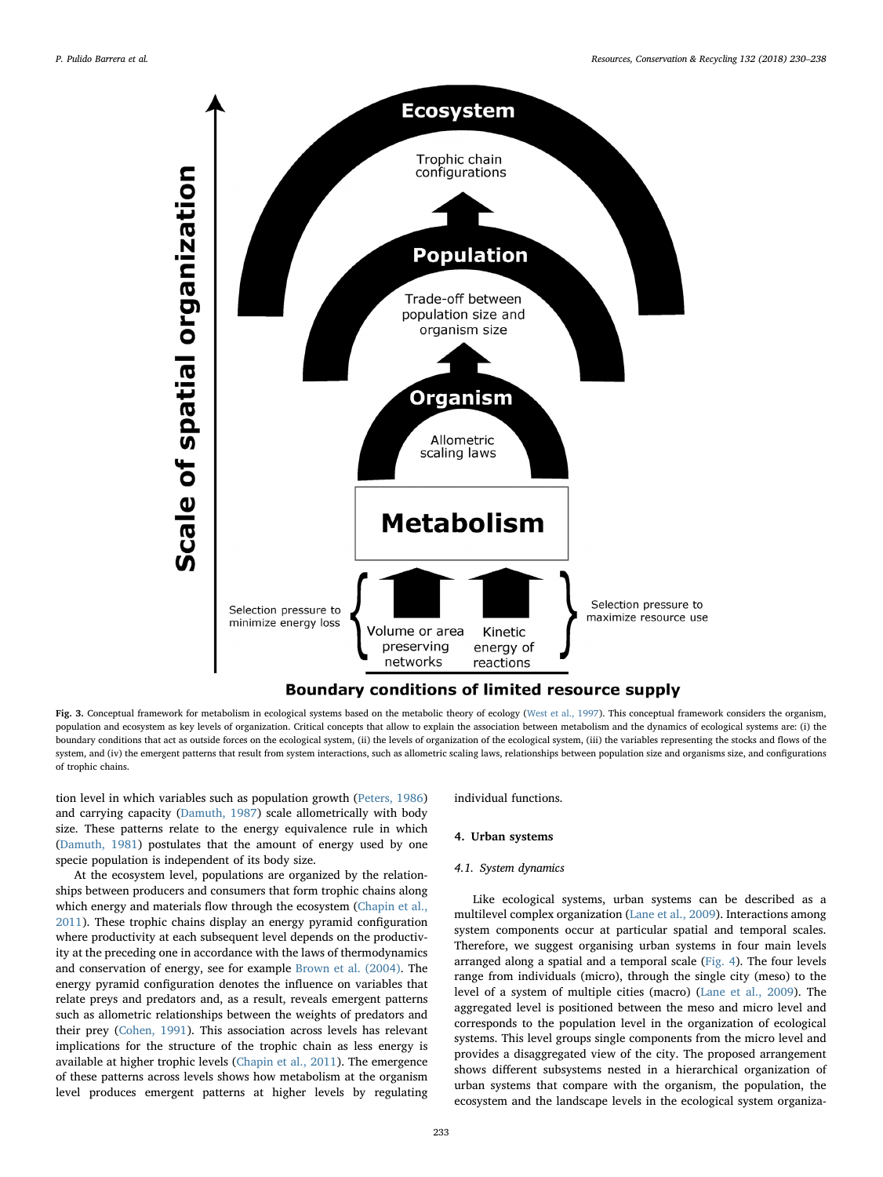Fig. 3. Conceptual framework for metabolism in ecological systems based on the metabolic theory of ecology (West et al., 1997). This conceptual framework considers the organism, population and ecosystem as key levels of organization. Critical concepts that allow to explain the association between metabolism and the dynamics of ecological systems are: (i) the boundary conditions that act as outside forces on the ecological system, (ii) the levels of organization of the ecological system, (iii) the variables representing the stocks and flows of the system, and (iv) the emergent patterns that result from system interactions, such as allometric scaling laws, relationships between population size and organisms size, and configurations of trophic chains.

tion level in which variables such as population growth (Peters, 1986) and carrying capacity (Damuth, 1987) scale allometrically with body size. These patterns relate to the energy equivalence rule in which (Damuth, 1981) postulates that the amount of energy used by one specie population is independent of its body size.

At the ecosystem level, populations are organized by the relationships between producers and consumers that form trophic chains along which energy and materials flow through the ecosystem (Chapin et al., 2011). These trophic chains display an energy pyramid configuration where productivity at each subsequent level depends on the productivity at the preceding one in accordance with the laws of thermodynamics and conservation of energy, see for example Brown et al. (2004). The energy pyramid configuration denotes the influence on variables that relate preys and predators and, as a result, reveals emergent patterns such as allometric relationships between the weights of predators and their prey (Cohen, 1991). This association across levels has relevant implications for the structure of the trophic chain as less energy is available at higher trophic levels (Chapin et al., 2011). The emergence of these patterns across levels shows how metabolism at the organism level produces emergent patterns at higher levels by regulating individual functions.

## 4. Urban systems

### 4.1. System dynamics

Like ecological systems, urban systems can be described as a multilevel complex organization (Lane et al., 2009). Interactions among system components occur at particular spatial and temporal scales. Therefore, we suggest organising urban systems in four main levels arranged along a spatial and a temporal scale (Fig. 4). The four levels range from individuals (micro), through the single city (meso) to the level of a system of multiple cities (macro) (Lane et al., 2009). The aggregated level is positioned between the meso and micro level and corresponds to the population level in the organization of ecological systems. This level groups single components from the micro level and provides a disaggregated view of the city. The proposed arrangement shows different subsystems nested in a hierarchical organization of urban systems that compare with the organism, the population, the ecosystem and the landscape levels in the ecological system organiza-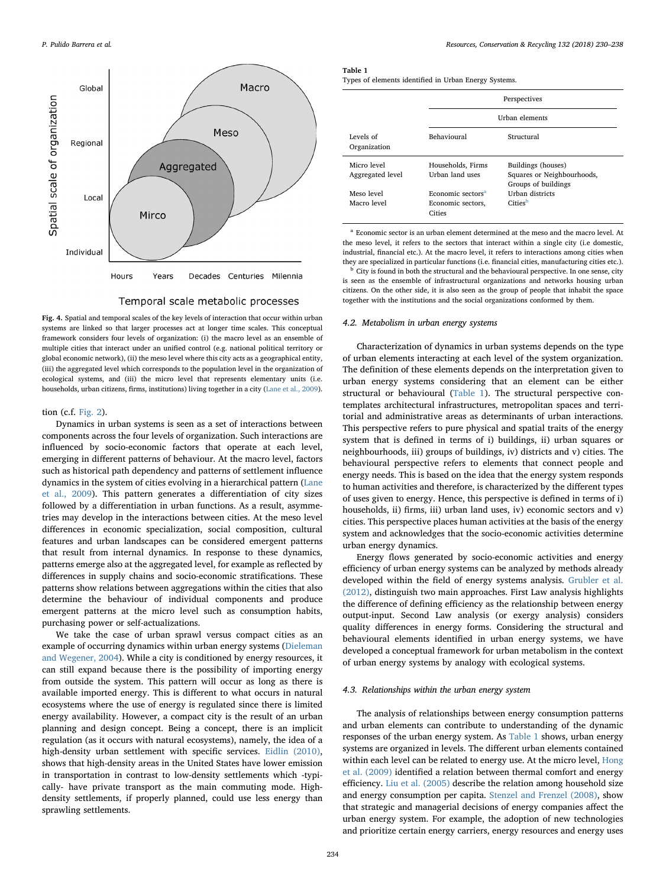Fig. 4. Spatial and temporal scales of the key levels of interaction that occur within urban systems are linked so that larger processes act at longer time scales. This conceptual framework considers four levels of organization: (i) the macro level as an ensemble of multiple cities that interact under an unified control (e.g. national political territory or global economic network), (ii) the meso level where this city acts as a geographical entity, (iii) the aggregated level which corresponds to the population level in the organization of ecological systems, and (iii) the micro level that represents elementary units (i.e. households, urban citizens, firms, institutions) living together in a city (Lane et al., 2009).

tion (c.f. Fig. 2).

Dynamics in urban systems is seen as a set of interactions between components across the four levels of organization. Such interactions are influenced by socio-economic factors that operate at each level, emerging in different patterns of behaviour. At the macro level, factors such as historical path dependency and patterns of settlement influence dynamics in the system of cities evolving in a hierarchical pattern (Lane et al., 2009). This pattern generates a differentiation of city sizes followed by a differentiation in urban functions. As a result, asymmetries may develop in the interactions between cities. At the meso level differences in economic specialization, social composition, cultural features and urban landscapes can be considered emergent patterns that result from internal dynamics. In response to these dynamics, patterns emerge also at the aggregated level, for example as reflected by differences in supply chains and socio-economic stratifications. These patterns show relations between aggregations within the cities that also determine the behaviour of individual components and produce emergent patterns at the micro level such as consumption habits, purchasing power or self-actualizations.

We take the case of urban sprawl versus compact cities as an example of occurring dynamics within urban energy systems (Dieleman and Wegener, 2004). While a city is conditioned by energy resources, it can still expand because there is the possibility of importing energy from outside the system. This pattern will occur as long as there is available imported energy. This is different to what occurs in natural ecosystems where the use of energy is regulated since there is limited energy availability. However, a compact city is the result of an urban planning and design concept. Being a concept, there is an implicit regulation (as it occurs with natural ecosystems), namely, the idea of a high-density urban settlement with specific services. Eidlin (2010), shows that high-density areas in the United States have lower emission in transportation in contrast to low-density settlements which -typically- have private transport as the main commuting mode. High-density settlements, if properly planned, could use less energy than sprawling settlements.

**Table 1**
Types of elements identified in Urban Energy Systems.

| Levels of Organization | Perspectives | |
|---|---|---|
| | Urban elements | |
| | Behavioural | Structural |
| Micro level | Households, Firms | Buildings (houses) |
| Aggregated level | Urban land uses | Squares or Neighbourhoods, Groups of buildings |
| Meso level | Economic sectors[a] | Urban districts |
| Macro level | Economic sectors, Cities | Cities[b] |

[a] Economic sector is an urban element determined at the meso and the macro level. At the meso level, it refers to the sectors that interact within a single city (i.e domestic, industrial, financial etc.). At the macro level, it refers to interactions among cities when they are specialized in particular functions (i.e. financial cities, manufacturing cities etc.).

[b] City is found in both the structural and the behavioural perspective. In one sense, city is seen as the ensemble of infrastructural organizations and networks housing urban citizens. On the other side, it is also seen as the group of people that inhabit the space together with the institutions and the social organizations conformed by them.

### 4.2. Metabolism in urban energy systems

Characterization of dynamics in urban systems depends on the type of urban elements interacting at each level of the system organization. The definition of these elements depends on the interpretation given to urban energy systems considering that an element can be either structural or behavioural (Table 1). The structural perspective contemplates architectural infrastructures, metropolitan spaces and territorial and administrative areas as determinants of urban interactions. This perspective refers to pure physical and spatial traits of the energy system that is defined in terms of i) buildings, ii) urban squares or neighbourhoods, iii) groups of buildings, iv) districts and v) cities. The behavioural perspective refers to elements that connect people and energy needs. This is based on the idea that the energy system responds to human activities and therefore, is characterized by the different types of uses given to energy. Hence, this perspective is defined in terms of i) households, ii) firms, iii) urban land uses, iv) economic sectors and v) cities. This perspective places human activities at the basis of the energy system and acknowledges that the socio-economic activities determine urban energy dynamics.

Energy flows generated by socio-economic activities and energy efficiency of urban energy systems can be analyzed by methods already developed within the field of energy systems analysis. Grubler et al. (2012), distinguish two main approaches. First Law analysis highlights the difference of defining efficiency as the relationship between energy output-input. Second Law analysis (or exergy analysis) considers quality differences in energy forms. Considering the structural and behavioural elements identified in urban energy systems, we have developed a conceptual framework for urban metabolism in the context of urban energy systems by analogy with ecological systems.

### 4.3. Relationships within the urban energy system

The analysis of relationships between energy consumption patterns and urban elements can contribute to understanding of the dynamic responses of the urban energy system. As Table 1 shows, urban energy systems are organized in levels. The different urban elements contained within each level can be related to energy use. At the micro level, Hong et al. (2009) identified a relation between thermal comfort and energy efficiency. Liu et al. (2005) describe the relation among household size and energy consumption per capita. Stenzel and Frenzel (2008), show that strategic and managerial decisions of energy companies affect the urban energy system. For example, the adoption of new technologies and prioritize certain energy carriers, energy resources and energy uses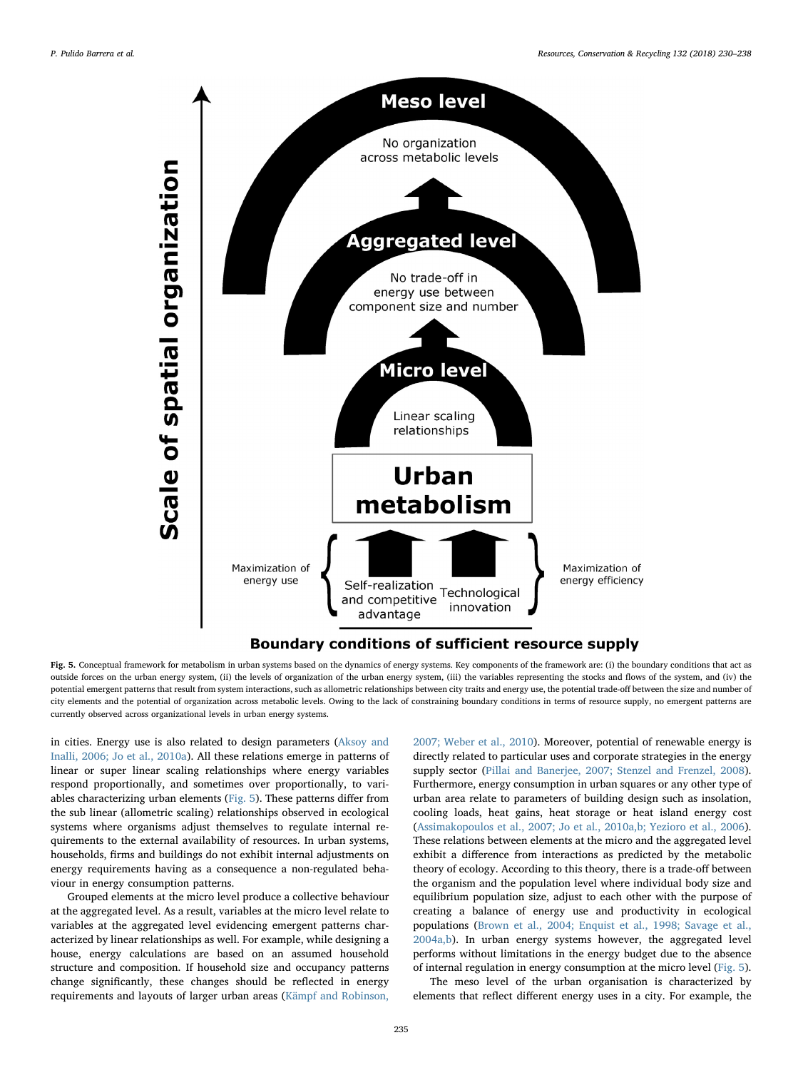Scale of spatial organization

Meso level

No organization across metabolic levels

Aggregated level

No trade-off in energy use between component size and number

Micro level

Linear scaling relationships

Urban metabolism

Maximization of energy use

Self-realization and competitive advantage

Technological innovation

Maximization of energy efficiency

Boundary conditions of sufficient resource supply

**Fig. 5.** Conceptual framework for metabolism in urban systems based on the dynamics of energy systems. Key components of the framework are: (i) the boundary conditions that act as outside forces on the urban energy system, (ii) the levels of organization of the urban energy system, (iii) the variables representing the stocks and flows of the system, and (iv) the potential emergent patterns that result from system interactions, such as allometric relationships between city traits and energy use, the potential trade-off between the size and number of city elements and the potential of organization across metabolic levels. Owing to the lack of constraining boundary conditions in terms of resource supply, no emergent patterns are currently observed across organizational levels in urban energy systems.

in cities. Energy use is also related to design parameters (Aksoy and Inalli, 2006; Jo et al., 2010a). All these relations emerge in patterns of linear or super linear scaling relationships where energy variables respond proportionally, and sometimes over proportionally, to variables characterizing urban elements (Fig. 5). These patterns differ from the sub linear (allometric scaling) relationships observed in ecological systems where organisms adjust themselves to regulate internal requirements to the external availability of resources. In urban systems, households, firms and buildings do not exhibit internal adjustments on energy requirements having as a consequence a non-regulated behaviour in energy consumption patterns.

Grouped elements at the micro level produce a collective behaviour at the aggregated level. As a result, variables at the micro level relate to variables at the aggregated level evidencing emergent patterns characterized by linear relationships as well. For example, while designing a house, energy calculations are based on an assumed household structure and composition. If household size and occupancy patterns change significantly, these changes should be reflected in energy requirements and layouts of larger urban areas (Kämpf and Robinson, 2007; Weber et al., 2010). Moreover, potential of renewable energy is directly related to particular uses and corporate strategies in the energy supply sector (Pillai and Banerjee, 2007; Stenzel and Frenzel, 2008). Furthermore, energy consumption in urban squares or any other type of urban area relate to parameters of building design such as insolation, cooling loads, heat gains, heat storage or heat island energy cost (Assimakopoulos et al., 2007; Jo et al., 2010a,b; Yezioro et al., 2006). These relations between elements at the micro and the aggregated level exhibit a difference from interactions as predicted by the metabolic theory of ecology. According to this theory, there is a trade-off between the organism and the population level where individual body size and equilibrium population size, adjust to each other with the purpose of creating a balance of energy use and productivity in ecological populations (Brown et al., 2004; Enquist et al., 1998; Savage et al., 2004a,b). In urban energy systems however, the aggregated level performs without limitations in the energy budget due to the absence of internal regulation in energy consumption at the micro level (Fig. 5).

The meso level of the urban organisation is characterized by elements that reflect different energy uses in a city. For example, the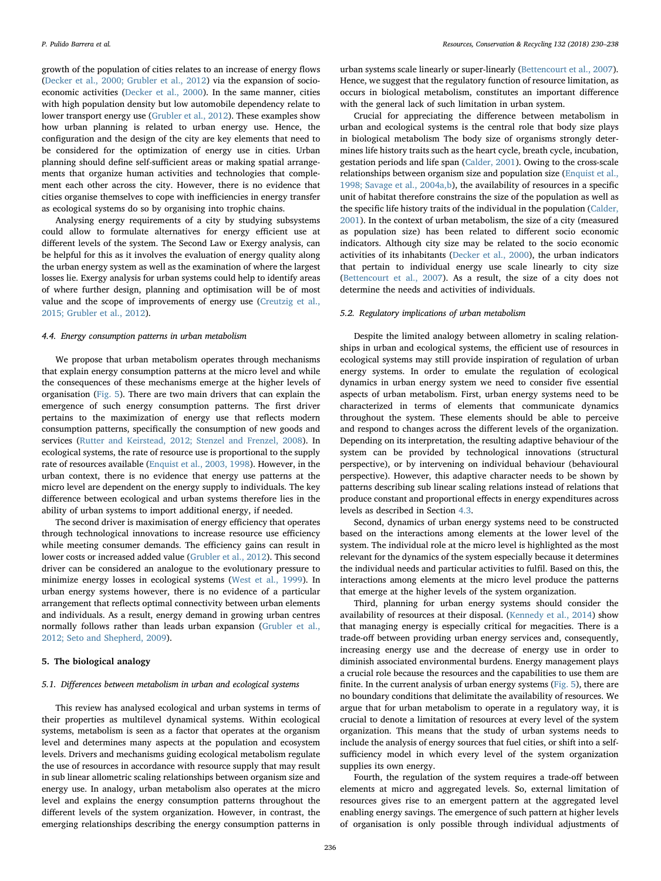growth of the population of cities relates to an increase of energy flows (Decker et al., 2000; Grubler et al., 2012) via the expansion of socio-economic activities (Decker et al., 2000). In the same manner, cities with high population density but low automobile dependency relate to lower transport energy use (Grubler et al., 2012). These examples show how urban planning is related to urban energy use. Hence, the configuration and the design of the city are key elements that need to be considered for the optimization of energy use in cities. Urban planning should define self-sufficient areas or making spatial arrangements that organize human activities and technologies that complement each other across the city. However, there is no evidence that cities organise themselves to cope with inefficiencies in energy transfer as ecological systems do so by organising into trophic chains.

Analysing energy requirements of a city by studying subsystems could allow to formulate alternatives for energy efficient use at different levels of the system. The Second Law or Exergy analysis, can be helpful for this as it involves the evaluation of energy quality along the urban energy system as well as the examination of where the largest losses lie. Exergy analysis for urban systems could help to identify areas of where further design, planning and optimisation will be of most value and the scope of improvements of energy use (Creutzig et al., 2015; Grubler et al., 2012).

### 4.4. Energy consumption patterns in urban metabolism

We propose that urban metabolism operates through mechanisms that explain energy consumption patterns at the micro level and while the consequences of these mechanisms emerge at the higher levels of organisation (Fig. 5). There are two main drivers that can explain the emergence of such energy consumption patterns. The first driver pertains to the maximization of energy use that reflects modern consumption patterns, specifically the consumption of new goods and services (Rutter and Keirstead, 2012; Stenzel and Frenzel, 2008). In ecological systems, the rate of resource use is proportional to the supply rate of resources available (Enquist et al., 2003, 1998). However, in the urban context, there is no evidence that energy use patterns at the micro level are dependent on the energy supply to individuals. The key difference between ecological and urban systems therefore lies in the ability of urban systems to import additional energy, if needed.

The second driver is maximisation of energy efficiency that operates through technological innovations to increase resource use efficiency while meeting consumer demands. The efficiency gains can result in lower costs or increased added value (Grubler et al., 2012). This second driver can be considered an analogue to the evolutionary pressure to minimize energy losses in ecological systems (West et al., 1999). In urban energy systems however, there is no evidence of a particular arrangement that reflects optimal connectivity between urban elements and individuals. As a result, energy demand in growing urban centres normally follows rather than leads urban expansion (Grubler et al., 2012; Seto and Shepherd, 2009).

## 5. The biological analogy

### 5.1. Differences between metabolism in urban and ecological systems

This review has analysed ecological and urban systems in terms of their properties as multilevel dynamical systems. Within ecological systems, metabolism is seen as a factor that operates at the organism level and determines many aspects at the population and ecosystem levels. Drivers and mechanisms guiding ecological metabolism regulate the use of resources in accordance with resource supply that may result in sub linear allometric scaling relationships between organism size and energy use. In analogy, urban metabolism also operates at the micro level and explains the energy consumption patterns throughout the different levels of the system organization. However, in contrast, the emerging relationships describing the energy consumption patterns in urban systems scale linearly or super-linearly (Bettencourt et al., 2007). Hence, we suggest that the regulatory function of resource limitation, as occurs in biological metabolism, constitutes an important difference with the general lack of such limitation in urban system.

Crucial for appreciating the difference between metabolism in urban and ecological systems is the central role that body size plays in biological metabolism The body size of organisms strongly determines life history traits such as the heart cycle, breath cycle, incubation, gestation periods and life span (Calder, 2001). Owing to the cross-scale relationships between organism size and population size (Enquist et al., 1998; Savage et al., 2004a,b), the availability of resources in a specific unit of habitat therefore constrains the size of the population as well as the specific life history traits of the individual in the population (Calder, 2001). In the context of urban metabolism, the size of a city (measured as population size) has been related to different socio economic indicators. Although city size may be related to the socio economic activities of its inhabitants (Decker et al., 2000), the urban indicators that pertain to individual energy use scale linearly to city size (Bettencourt et al., 2007). As a result, the size of a city does not determine the needs and activities of individuals.

### 5.2. Regulatory implications of urban metabolism

Despite the limited analogy between allometry in scaling relationships in urban and ecological systems, the efficient use of resources in ecological systems may still provide inspiration of regulation of urban energy systems. In order to emulate the regulation of ecological dynamics in urban energy system we need to consider five essential aspects of urban metabolism. First, urban energy systems need to be characterized in terms of elements that communicate dynamics throughout the system. These elements should be able to perceive and respond to changes across the different levels of the organization. Depending on its interpretation, the resulting adaptive behaviour of the system can be provided by technological innovations (structural perspective), or by intervening on individual behaviour (behavioural perspective). However, this adaptive character needs to be shown by patterns describing sub linear scaling relations instead of relations that produce constant and proportional effects in energy expenditures across levels as described in Section 4.3.

Second, dynamics of urban energy systems need to be constructed based on the interactions among elements at the lower level of the system. The individual role at the micro level is highlighted as the most relevant for the dynamics of the system especially because it determines the individual needs and particular activities to fulfil. Based on this, the interactions among elements at the micro level produce the patterns that emerge at the higher levels of the system organization.

Third, planning for urban energy systems should consider the availability of resources at their disposal. (Kennedy et al., 2014) show that managing energy is especially critical for megacities. There is a trade-off between providing urban energy services and, consequently, increasing energy use and the decrease of energy use in order to diminish associated environmental burdens. Energy management plays a crucial role because the resources and the capabilities to use them are finite. In the current analysis of urban energy systems (Fig. 5), there are no boundary conditions that delimitate the availability of resources. We argue that for urban metabolism to operate in a regulatory way, it is crucial to denote a limitation of resources at every level of the system organization. This means that the study of urban systems needs to include the analysis of energy sources that fuel cities, or shift into a self-sufficiency model in which every level of the system organization supplies its own energy.

Fourth, the regulation of the system requires a trade-off between elements at micro and aggregated levels. So, external limitation of resources gives rise to an emergent pattern at the aggregated level enabling energy savings. The emergence of such pattern at higher levels of organisation is only possible through individual adjustments of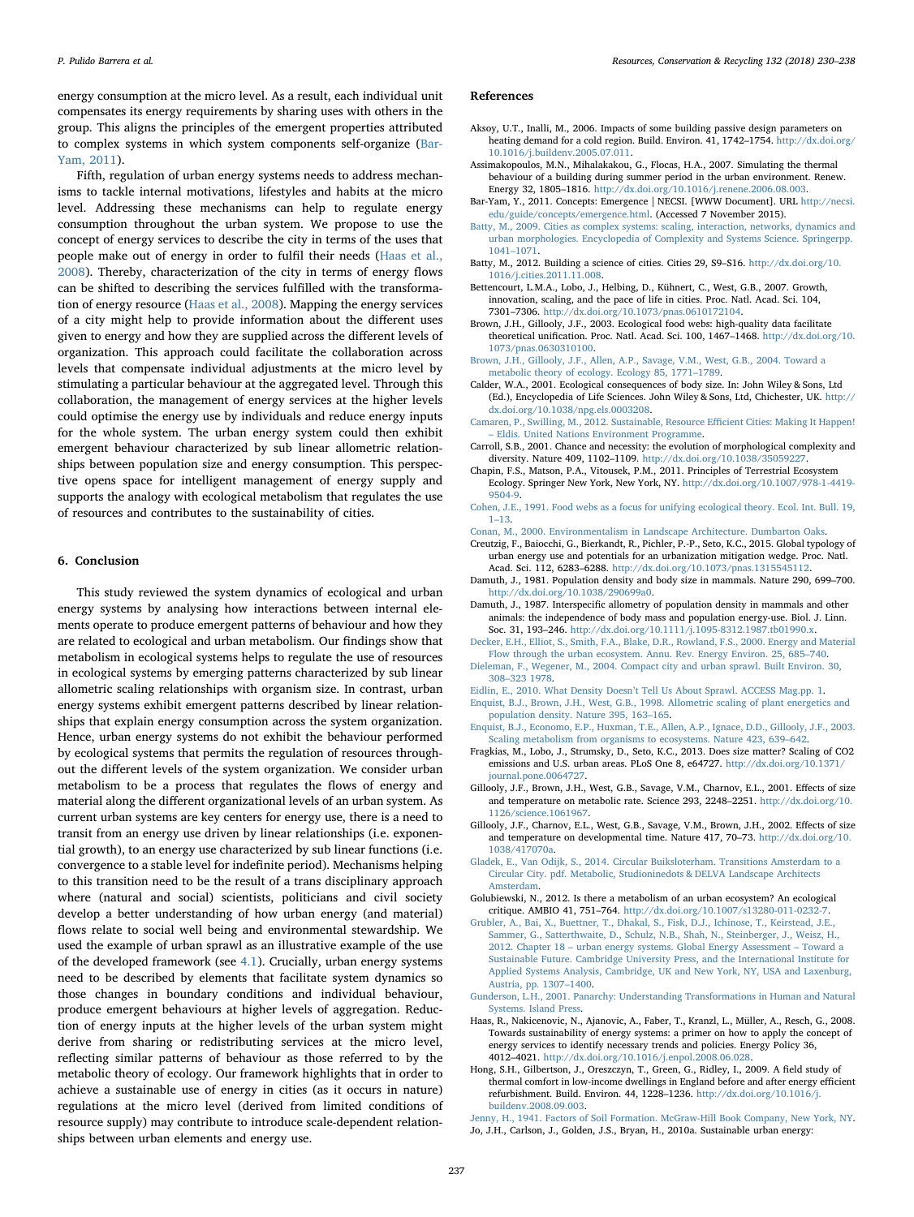energy consumption at the micro level. As a result, each individual unit compensates its energy requirements by sharing uses with others in the group. This aligns the principles of the emergent properties attributed to complex systems in which system components self-organize (Bar-Yam, 2011).

Fifth, regulation of urban energy systems needs to address mechanisms to tackle internal motivations, lifestyles and habits at the micro level. Addressing these mechanisms can help to regulate energy consumption throughout the urban system. We propose to use the concept of energy services to describe the city in terms of the uses that people make out of energy in order to fulfil their needs (Haas et al., 2008). Thereby, characterization of the city in terms of energy flows can be shifted to describing the services fulfilled with the transformation of energy resource (Haas et al., 2008). Mapping the energy services of a city might help to provide information about the different uses given to energy and how they are supplied across the different levels of organization. This approach could facilitate the collaboration across levels that compensate individual adjustments at the micro level by stimulating a particular behaviour at the aggregated level. Through this collaboration, the management of energy services at the higher levels could optimise the energy use by individuals and reduce energy inputs for the whole system. The urban energy system could then exhibit emergent behaviour characterized by sub linear allometric relationships between population size and energy consumption. This perspective opens space for intelligent management of energy supply and supports the analogy with ecological metabolism that regulates the use of resources and contributes to the sustainability of cities.

## 6. Conclusion

This study reviewed the system dynamics of ecological and urban energy systems by analysing how interactions between internal elements operate to produce emergent patterns of behaviour and how they are related to ecological and urban metabolism. Our findings show that metabolism in ecological systems helps to regulate the use of resources in ecological systems by emerging patterns characterized by sub linear allometric scaling relationships with organism size. In contrast, urban energy systems exhibit emergent patterns described by linear relationships that explain energy consumption across the system organization. Hence, urban energy systems do not exhibit the behaviour performed by ecological systems that permits the regulation of resources throughout the different levels of the system organization. We consider urban metabolism to be a process that regulates the flows of energy and material along the different organizational levels of an urban system. As current urban systems are key centers for energy use, there is a need to transit from an energy use driven by linear relationships (i.e. exponential growth), to an energy use characterized by sub linear functions (i.e. convergence to a stable level for indefinite period). Mechanisms helping to this transition need to be the result of a trans disciplinary approach where (natural and social) scientists, politicians and civil society develop a better understanding of how urban energy (and material) flows relate to social well being and environmental stewardship. We used the example of urban sprawl as an illustrative example of the use of the developed framework (see 4.1). Crucially, urban energy systems need to be described by elements that facilitate system dynamics so those changes in boundary conditions and individual behaviour, produce emergent behaviours at higher levels of aggregation. Reduction of energy inputs at the higher levels of the urban system might derive from sharing or redistributing services at the micro level, reflecting similar patterns of behaviour as those referred to by the metabolic theory of ecology. Our framework highlights that in order to achieve a sustainable use of energy in cities (as it occurs in nature) regulations at the micro level (derived from limited conditions of resource supply) may contribute to introduce scale-dependent relationships between urban elements and energy use.

## References

Aksoy, U.T., Inalli, M., 2006. Impacts of some building passive design parameters on heating demand for a cold region. Build. Environ. 41, 1742–1754. http://dx.doi.org/10.1016/j.buildenv.2005.07.011.

Assimakopoulos, M.N., Mihalakakou, G., Flocas, H.A., 2007. Simulating the thermal behaviour of a building during summer period in the urban environment. Renew. Energy 32, 1805–1816. http://dx.doi.org/10.1016/j.renene.2006.08.003.

Bar-Yam, Y., 2011. Concepts: Emergence | NECSI. [WWW Document]. URL http://necsi.edu/guide/concepts/emergence.html. (Accessed 7 November 2015).

Batty, M., 2009. Cities as complex systems: scaling, interaction, networks, dynamics and urban morphologies. Encyclopedia of Complexity and Systems Science. Springerpp. 1041–1071.

Batty, M., 2012. Building a science of cities. Cities 29, S9–S16. http://dx.doi.org/10.1016/j.cities.2011.11.008.

Bettencourt, L.M.A., Lobo, J., Helbing, D., Kühnert, C., West, G.B., 2007. Growth, innovation, scaling, and the pace of life in cities. Proc. Natl. Acad. Sci. 104, 7301–7306. http://dx.doi.org/10.1073/pnas.0610172104.

Brown, J.H., Gillooly, J.F., 2003. Ecological food webs: high-quality data facilitate theoretical unification. Proc. Natl. Acad. Sci. 100, 1467–1468. http://dx.doi.org/10.1073/pnas.0630310100.

Brown, J.H., Gillooly, J.F., Allen, A.P., Savage, V.M., West, G.B., 2004. Toward a metabolic theory of ecology. Ecology 85, 1771–1789.

Calder, W.A., 2001. Ecological consequences of body size. In: John Wiley & Sons, Ltd (Ed.), Encyclopedia of Life Sciences. John Wiley & Sons, Ltd, Chichester, UK. http://dx.doi.org/10.1038/npg.els.0003208.

Camaren, P., Swilling, M., 2012. Sustainable, Resource Efficient Cities: Making It Happen! – Eldis. United Nations Environment Programme.

Carroll, S.B., 2001. Chance and necessity: the evolution of morphological complexity and diversity. Nature 409, 1102–1109. http://dx.doi.org/10.1038/35059227.

Chapin, F.S., Matson, P.A., Vitousek, P.M., 2011. Principles of Terrestrial Ecosystem Ecology. Springer New York, New York, NY. http://dx.doi.org/10.1007/978-1-4419-9504-9.

Cohen, J.E., 1991. Food webs as a focus for unifying ecological theory. Ecol. Int. Bull. 19, 1–13.

Conan, M., 2000. Environmentalism in Landscape Architecture. Dumbarton Oaks.

Creutzig, F., Baiocchi, G., Bierkandt, R., Pichler, P.-P., Seto, K.C., 2015. Global typology of urban energy use and potentials for an urbanization mitigation wedge. Proc. Natl. Acad. Sci. 112, 6283–6288. http://dx.doi.org/10.1073/pnas.1315545112.

Damuth, J., 1981. Population density and body size in mammals. Nature 290, 699–700. http://dx.doi.org/10.1038/290699a0.

Damuth, J., 1987. Interspecific allometry of population density in mammals and other animals: the independence of body mass and population energy-use. Biol. J. Linn. Soc. 31, 193–246. http://dx.doi.org/10.1111/j.1095-8312.1987.tb01990.x.

Decker, E.H., Elliot, S., Smith, F.A., Blake, D.R., Rowland, F.S., 2000. Energy and Material Flow through the urban ecosystem. Annu. Rev. Energy Environ. 25, 685–740.

Dieleman, F., Wegener, M., 2004. Compact city and urban sprawl. Built Environ. 30, 308–323 1978.

Eidlin, E., 2010. What Density Doesn't Tell Us About Sprawl. ACCESS Mag.pp. 1.

Enquist, B.J., Brown, J.H., West, G.B., 1998. Allometric scaling of plant energetics and population density. Nature 395, 163–165.

Enquist, B.J., Economo, E.P., Huxman, T.E., Allen, A.P., Ignace, D.D., Gillooly, J.F., 2003. Scaling metabolism from organisms to ecosystems. Nature 423, 639–642.

Fragkias, M., Lobo, J., Strumsky, D., Seto, K.C., 2013. Does size matter? Scaling of CO2 emissions and U.S. urban areas. PLoS One 8, e64727. http://dx.doi.org/10.1371/journal.pone.0064727.

Gillooly, J.F., Brown, J.H., West, G.B., Savage, V.M., Charnov, E.L., 2001. Effects of size and temperature on metabolic rate. Science 293, 2248–2251. http://dx.doi.org/10.1126/science.1061967.

Gillooly, J.F., Charnov, E.L., West, G.B., Savage, V.M., Brown, J.H., 2002. Effects of size and temperature on developmental time. Nature 417, 70–73. http://dx.doi.org/10.1038/417070a.

Gladek, E., Van Odijk, S., 2014. Circular Buiksloterham. Transitions Amsterdam to a Circular City. pdf. Metabolic, Studioninedots & DELVA Landscape Architects Amsterdam.

Golubiewski, N., 2012. Is there a metabolism of an urban ecosystem? An ecological critique. AMBIO 41, 751–764. http://dx.doi.org/10.1007/s13280-011-0232-7.

Grubler, A., Bai, X., Buettner, T., Dhakal, S., Fisk, D.J., Ichinose, T., Keirstead, J.E., Sammer, G., Satterthwaite, D., Schulz, N.B., Shah, N., Steinberger, J., Weisz, H., 2012. Chapter 18 – urban energy systems. Global Energy Assessment – Toward a Sustainable Future. Cambridge University Press, and the International Institute for Applied Systems Analysis, Cambridge, UK and New York, NY, USA and Laxenburg, Austria, pp. 1307–1400.

Gunderson, L.H., 2001. Panarchy: Understanding Transformations in Human and Natural Systems. Island Press.

Haas, R., Nakicenovic, N., Ajanovic, A., Faber, T., Kranzl, L., Müller, A., Resch, G., 2008. Towards sustainability of energy systems: a primer on how to apply the concept of energy services to identify necessary trends and policies. Energy Policy 36, 4012–4021. http://dx.doi.org/10.1016/j.enpol.2008.06.028.

Hong, S.H., Gilbertson, J., Oreszczyn, T., Green, G., Ridley, I., 2009. A field study of thermal comfort in low-income dwellings in England before and after energy efficient refurbishment. Build. Environ. 44, 1228–1236. http://dx.doi.org/10.1016/j.buildenv.2008.09.003.

Jenny, H., 1941. Factors of Soil Formation. McGraw-Hill Book Company, New York, NY.

Jo, J.H., Carlson, J., Golden, J.S., Bryan, H., 2010a. Sustainable urban energy: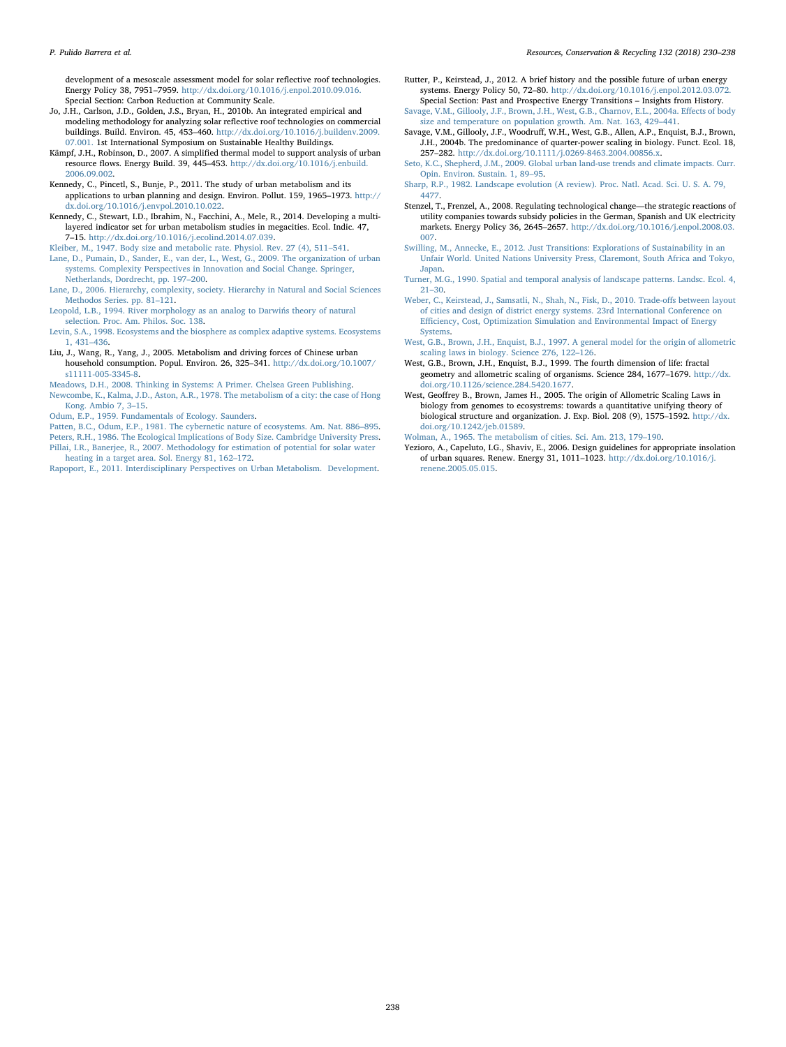development of a mesoscale assessment model for solar reflective roof technologies. Energy Policy 38, 7951–7959. http://dx.doi.org/10.1016/j.enpol.2010.09.016. Special Section: Carbon Reduction at Community Scale.

Jo, J.H., Carlson, J.D., Golden, J.S., Bryan, H., 2010b. An integrated empirical and modeling methodology for analyzing solar reflective roof technologies on commercial buildings. Build. Environ. 45, 453–460. http://dx.doi.org/10.1016/j.buildenv.2009.07.001. 1st International Symposium on Sustainable Healthy Buildings.

Kämpf, J.H., Robinson, D., 2007. A simplified thermal model to support analysis of urban resource flows. Energy Build. 39, 445–453. http://dx.doi.org/10.1016/j.enbuild.2006.09.002.

Kennedy, C., Pincetl, S., Bunje, P., 2011. The study of urban metabolism and its applications to urban planning and design. Environ. Pollut. 159, 1965–1973. http://dx.doi.org/10.1016/j.envpol.2010.10.022.

Kennedy, C., Stewart, I.D., Ibrahim, N., Facchini, A., Mele, R., 2014. Developing a multi-layered indicator set for urban metabolism studies in megacities. Ecol. Indic. 47, 7–15. http://dx.doi.org/10.1016/j.ecolind.2014.07.039.

Kleiber, M., 1947. Body size and metabolic rate. Physiol. Rev. 27 (4), 511–541.

Lane, D., Pumain, D., Sander, E., van der, L., West, G., 2009. The organization of urban systems. Complexity Perspectives in Innovation and Social Change. Springer, Netherlands, Dordrecht, pp. 197–200.

Lane, D., 2006. Hierarchy, complexity, society. Hierarchy in Natural and Social Sciences Methodos Series. pp. 81–121.

Leopold, L.B., 1994. River morphology as an analog to Darwińs theory of natural selection. Proc. Am. Philos. Soc. 138.

Levin, S.A., 1998. Ecosystems and the biosphere as complex adaptive systems. Ecosystems 1, 431–436.

Liu, J., Wang, R., Yang, J., 2005. Metabolism and driving forces of Chinese urban household consumption. Popul. Environ. 26, 325–341. http://dx.doi.org/10.1007/s11111-005-3345-8.

Meadows, D.H., 2008. Thinking in Systems: A Primer. Chelsea Green Publishing.

Newcombe, K., Kalma, J.D., Aston, A.R., 1978. The metabolism of a city: the case of Hong Kong. Ambio 7, 3–15.

Odum, E.P., 1959. Fundamentals of Ecology. Saunders.

Patten, B.C., Odum, E.P., 1981. The cybernetic nature of ecosystems. Am. Nat. 886–895.

Peters, R.H., 1986. The Ecological Implications of Body Size. Cambridge University Press.

Pillai, I.R., Banerjee, R., 2007. Methodology for estimation of potential for solar water heating in a target area. Sol. Energy 81, 162–172.

Rapoport, E., 2011. Interdisciplinary Perspectives on Urban Metabolism. Development.

Rutter, P., Keirstead, J., 2012. A brief history and the possible future of urban energy systems. Energy Policy 50, 72–80. http://dx.doi.org/10.1016/j.enpol.2012.03.072. Special Section: Past and Prospective Energy Transitions – Insights from History.

Savage, V.M., Gillooly, J.F., Brown, J.H., West, G.B., Charnov, E.L., 2004a. Effects of body size and temperature on population growth. Am. Nat. 163, 429–441.

Savage, V.M., Gillooly, J.F., Woodruff, W.H., West, G.B., Allen, A.P., Enquist, B.J., Brown, J.H., 2004b. The predominance of quarter-power scaling in biology. Funct. Ecol. 18, 257–282. http://dx.doi.org/10.1111/j.0269-8463.2004.00856.x.

Seto, K.C., Shepherd, J.M., 2009. Global urban land-use trends and climate impacts. Curr. Opin. Environ. Sustain. 1, 89–95.

Sharp, R.P., 1982. Landscape evolution (A review). Proc. Natl. Acad. Sci. U. S. A. 79, 4477.

Stenzel, T., Frenzel, A., 2008. Regulating technological change—the strategic reactions of utility companies towards subsidy policies in the German, Spanish and UK electricity markets. Energy Policy 36, 2645–2657. http://dx.doi.org/10.1016/j.enpol.2008.03.007.

Swilling, M., Annecke, E., 2012. Just Transitions: Explorations of Sustainability in an Unfair World. United Nations University Press, Claremont, South Africa and Tokyo, Japan.

Turner, M.G., 1990. Spatial and temporal analysis of landscape patterns. Landsc. Ecol. 4, 21–30.

Weber, C., Keirstead, J., Samsatli, N., Shah, N., Fisk, D., 2010. Trade-offs between layout of cities and design of district energy systems. 23rd International Conference on Efficiency, Cost, Optimization Simulation and Environmental Impact of Energy Systems.

West, G.B., Brown, J.H., Enquist, B.J., 1997. A general model for the origin of allometric scaling laws in biology. Science 276, 122–126.

West, G.B., Brown, J.H., Enquist, B.J., 1999. The fourth dimension of life: fractal geometry and allometric scaling of organisms. Science 284, 1677–1679. http://dx.doi.org/10.1126/science.284.5420.1677.

West, Geoffrey B., Brown, James H., 2005. The origin of Allometric Scaling Laws in biology from genomes to ecosystems: towards a quantitative unifying theory of biological structure and organization. J. Exp. Biol. 208 (9), 1575–1592. http://dx.doi.org/10.1242/jeb.01589.

Wolman, A., 1965. The metabolism of cities. Sci. Am. 213, 179–190.

Yezioro, A., Capeluto, I.G., Shaviv, E., 2006. Design guidelines for appropriate insolation of urban squares. Renew. Energy 31, 1011–1023. http://dx.doi.org/10.1016/j.renene.2005.05.015.